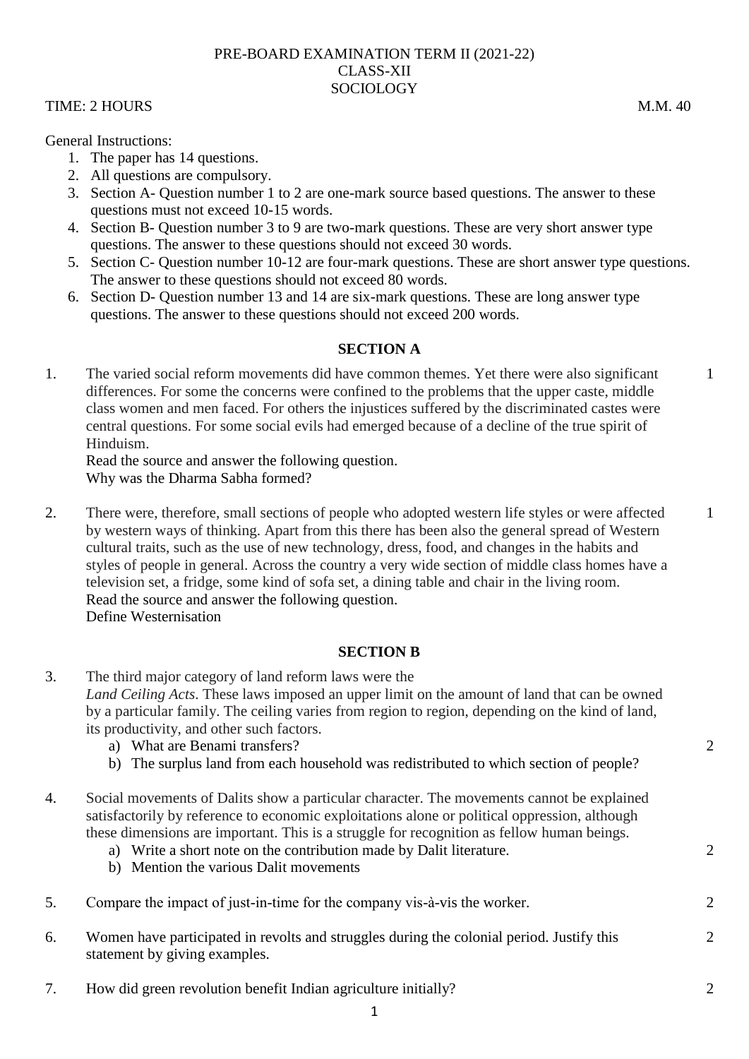PRE-BOARD EXAMINATION TERM II (2021-22)
CLASS-XII
SOCIOLOGY

TIME: 2 HOURS M.M. 40

General Instructions:

1. The paper has 14 questions.
2. All questions are compulsory.
3. Section A- Question number 1 to 2 are one-mark source based questions. The answer to these questions must not exceed 10-15 words.
4. Section B- Question number 3 to 9 are two-mark questions. These are very short answer type questions. The answer to these questions should not exceed 30 words.
5. Section C- Question number 10-12 are four-mark questions. These are short answer type questions. The answer to these questions should not exceed 80 words.
6. Section D- Question number 13 and 14 are six-mark questions. These are long answer type questions. The answer to these questions should not exceed 200 words.

## SECTION A

1. The varied social reform movements did have common themes. Yet there were also significant differences. For some the concerns were confined to the problems that the upper caste, middle class women and men faced. For others the injustices suffered by the discriminated castes were central questions. For some social evils had emerged because of a decline of the true spirit of Hinduism. (1)
   Read the source and answer the following question.
   Why was the Dharma Sabha formed?

2. There were, therefore, small sections of people who adopted western life styles or were affected by western ways of thinking. Apart from this there has been also the general spread of Western cultural traits, such as the use of new technology, dress, food, and changes in the habits and styles of people in general. Across the country a very wide section of middle class homes have a television set, a fridge, some kind of sofa set, a dining table and chair in the living room. (1)
   Read the source and answer the following question.
   Define Westernisation

## SECTION B

3. The third major category of land reform laws were the *Land Ceiling Acts*. These laws imposed an upper limit on the amount of land that can be owned by a particular family. The ceiling varies from region to region, depending on the kind of land, its productivity, and other such factors.
   a) What are Benami transfers? (2)
   b) The surplus land from each household was redistributed to which section of people?

4. Social movements of Dalits show a particular character. The movements cannot be explained satisfactorily by reference to economic exploitations alone or political oppression, although these dimensions are important. This is a struggle for recognition as fellow human beings.
   a) Write a short note on the contribution made by Dalit literature. (2)
   b) Mention the various Dalit movements

5. Compare the impact of just-in-time for the company vis-à-vis the worker. (2)

6. Women have participated in revolts and struggles during the colonial period. Justify this statement by giving examples. (2)

7. How did green revolution benefit Indian agriculture initially? (2)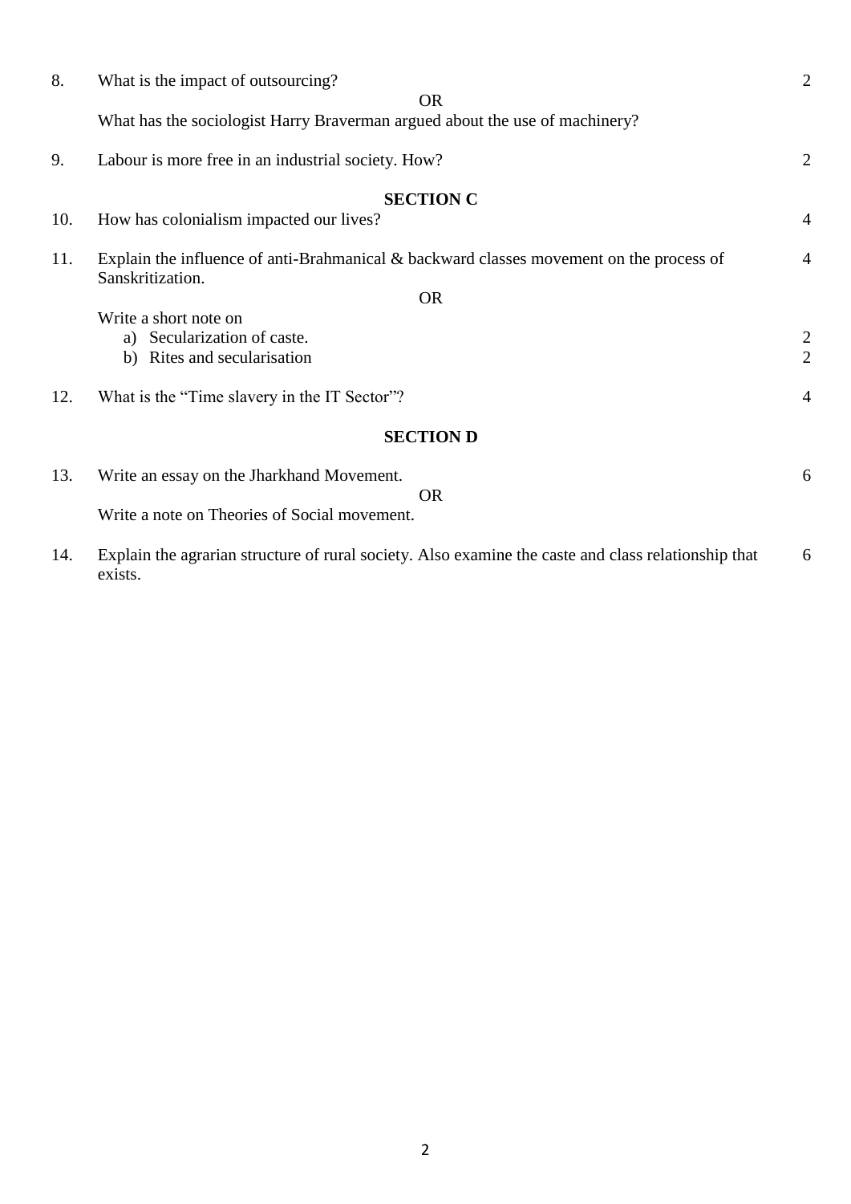8. What is the impact of outsourcing? 2

OR

What has the sociologist Harry Braverman argued about the use of machinery?

9. Labour is more free in an industrial society. How? 2

## SECTION C

10. How has colonialism impacted our lives? 4

11. Explain the influence of anti-Brahmanical & backward classes movement on the process of Sanskritization. 4

OR

Write a short note on

a) Secularization of caste. 2

b) Rites and secularisation 2

12. What is the "Time slavery in the IT Sector"? 4

## SECTION D

13. Write an essay on the Jharkhand Movement. 6

OR

Write a note on Theories of Social movement.

14. Explain the agrarian structure of rural society. Also examine the caste and class relationship that exists. 6